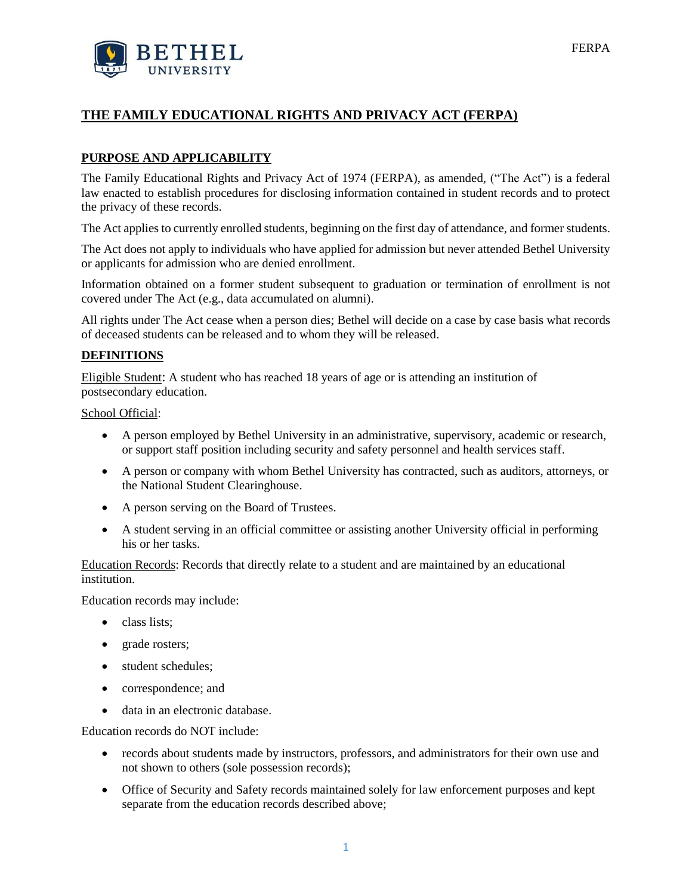# THE FAMILY EDUCATIONAL RIGHTS AND PRIVACY ACT (FERPA)

## PURPOSE AND APPLICABILITY

The Family Educational Rights and Privacy Act of 1974 (FERPA), as amended, ("The Act") is a federal law enacted to establish procedures for disclosing information contained in student records and to protect the privacy of these records.

The Act applies to currently enrolled students, beginning on the first day of attendance, and former students.

The Act does not apply to individuals who have applied for admission but never attended Bethel University or applicants for admission who are denied enrollment.

Information obtained on a former student subsequent to graduation or termination of enrollment is not covered under The Act (e.g., data accumulated on alumni).

All rights under The Act cease when a person dies; Bethel will decide on a case by case basis what records of deceased students can be released and to whom they will be released.

## DEFINITIONS

Eligible Student: A student who has reached 18 years of age or is attending an institution of postsecondary education.

School Official:

- A person employed by Bethel University in an administrative, supervisory, academic or research, or support staff position including security and safety personnel and health services staff.
- A person or company with whom Bethel University has contracted, such as auditors, attorneys, or the National Student Clearinghouse.
- A person serving on the Board of Trustees.
- A student serving in an official committee or assisting another University official in performing his or her tasks.

Education Records: Records that directly relate to a student and are maintained by an educational institution.

Education records may include:

- class lists;
- grade rosters;
- student schedules;
- correspondence; and
- data in an electronic database.

Education records do NOT include:

- records about students made by instructors, professors, and administrators for their own use and not shown to others (sole possession records);
- Office of Security and Safety records maintained solely for law enforcement purposes and kept separate from the education records described above;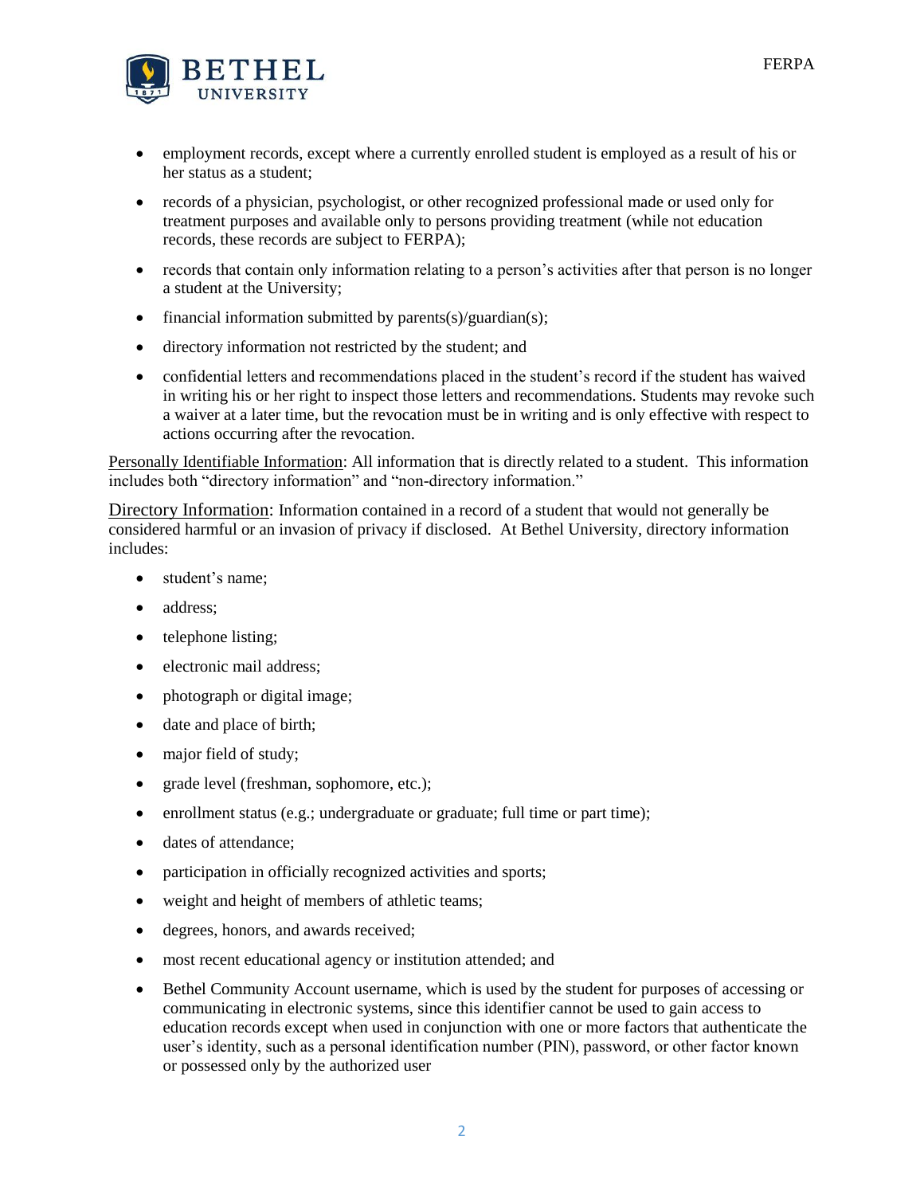- employment records, except where a currently enrolled student is employed as a result of his or her status as a student;
- records of a physician, psychologist, or other recognized professional made or used only for treatment purposes and available only to persons providing treatment (while not education records, these records are subject to FERPA);
- records that contain only information relating to a person's activities after that person is no longer a student at the University;
- financial information submitted by parents(s)/guardian(s);
- directory information not restricted by the student; and
- confidential letters and recommendations placed in the student's record if the student has waived in writing his or her right to inspect those letters and recommendations. Students may revoke such a waiver at a later time, but the revocation must be in writing and is only effective with respect to actions occurring after the revocation.

<u>Personally Identifiable Information</u>: All information that is directly related to a student. This information includes both "directory information" and "non-directory information."

<u>Directory Information</u>: Information contained in a record of a student that would not generally be considered harmful or an invasion of privacy if disclosed. At Bethel University, directory information includes:

- student's name;
- address;
- telephone listing;
- electronic mail address;
- photograph or digital image;
- date and place of birth;
- major field of study;
- grade level (freshman, sophomore, etc.);
- enrollment status (e.g.; undergraduate or graduate; full time or part time);
- dates of attendance;
- participation in officially recognized activities and sports;
- weight and height of members of athletic teams;
- degrees, honors, and awards received;
- most recent educational agency or institution attended; and
- Bethel Community Account username, which is used by the student for purposes of accessing or communicating in electronic systems, since this identifier cannot be used to gain access to education records except when used in conjunction with one or more factors that authenticate the user's identity, such as a personal identification number (PIN), password, or other factor known or possessed only by the authorized user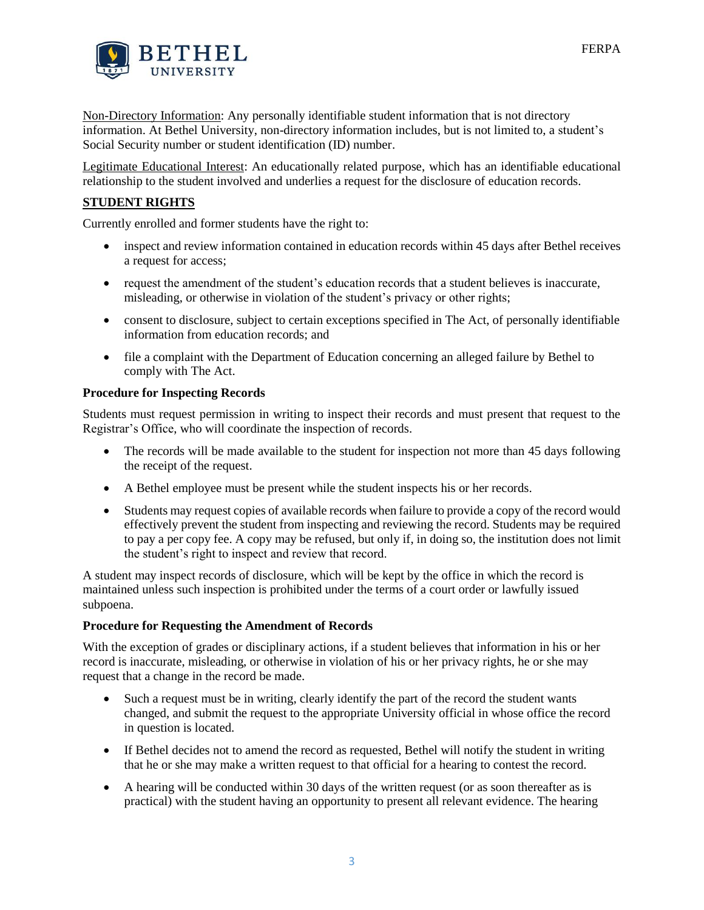<u>Non-Directory Information</u>: Any personally identifiable student information that is not directory information. At Bethel University, non-directory information includes, but is not limited to, a student's Social Security number or student identification (ID) number.

<u>Legitimate Educational Interest</u>: An educationally related purpose, which has an identifiable educational relationship to the student involved and underlies a request for the disclosure of education records.

## STUDENT RIGHTS

Currently enrolled and former students have the right to:

- inspect and review information contained in education records within 45 days after Bethel receives a request for access;
- request the amendment of the student's education records that a student believes is inaccurate, misleading, or otherwise in violation of the student's privacy or other rights;
- consent to disclosure, subject to certain exceptions specified in The Act, of personally identifiable information from education records; and
- file a complaint with the Department of Education concerning an alleged failure by Bethel to comply with The Act.

### Procedure for Inspecting Records

Students must request permission in writing to inspect their records and must present that request to the Registrar's Office, who will coordinate the inspection of records.

- The records will be made available to the student for inspection not more than 45 days following the receipt of the request.
- A Bethel employee must be present while the student inspects his or her records.
- Students may request copies of available records when failure to provide a copy of the record would effectively prevent the student from inspecting and reviewing the record. Students may be required to pay a per copy fee. A copy may be refused, but only if, in doing so, the institution does not limit the student's right to inspect and review that record.

A student may inspect records of disclosure, which will be kept by the office in which the record is maintained unless such inspection is prohibited under the terms of a court order or lawfully issued subpoena.

### Procedure for Requesting the Amendment of Records

With the exception of grades or disciplinary actions, if a student believes that information in his or her record is inaccurate, misleading, or otherwise in violation of his or her privacy rights, he or she may request that a change in the record be made.

- Such a request must be in writing, clearly identify the part of the record the student wants changed, and submit the request to the appropriate University official in whose office the record in question is located.
- If Bethel decides not to amend the record as requested, Bethel will notify the student in writing that he or she may make a written request to that official for a hearing to contest the record.
- A hearing will be conducted within 30 days of the written request (or as soon thereafter as is practical) with the student having an opportunity to present all relevant evidence. The hearing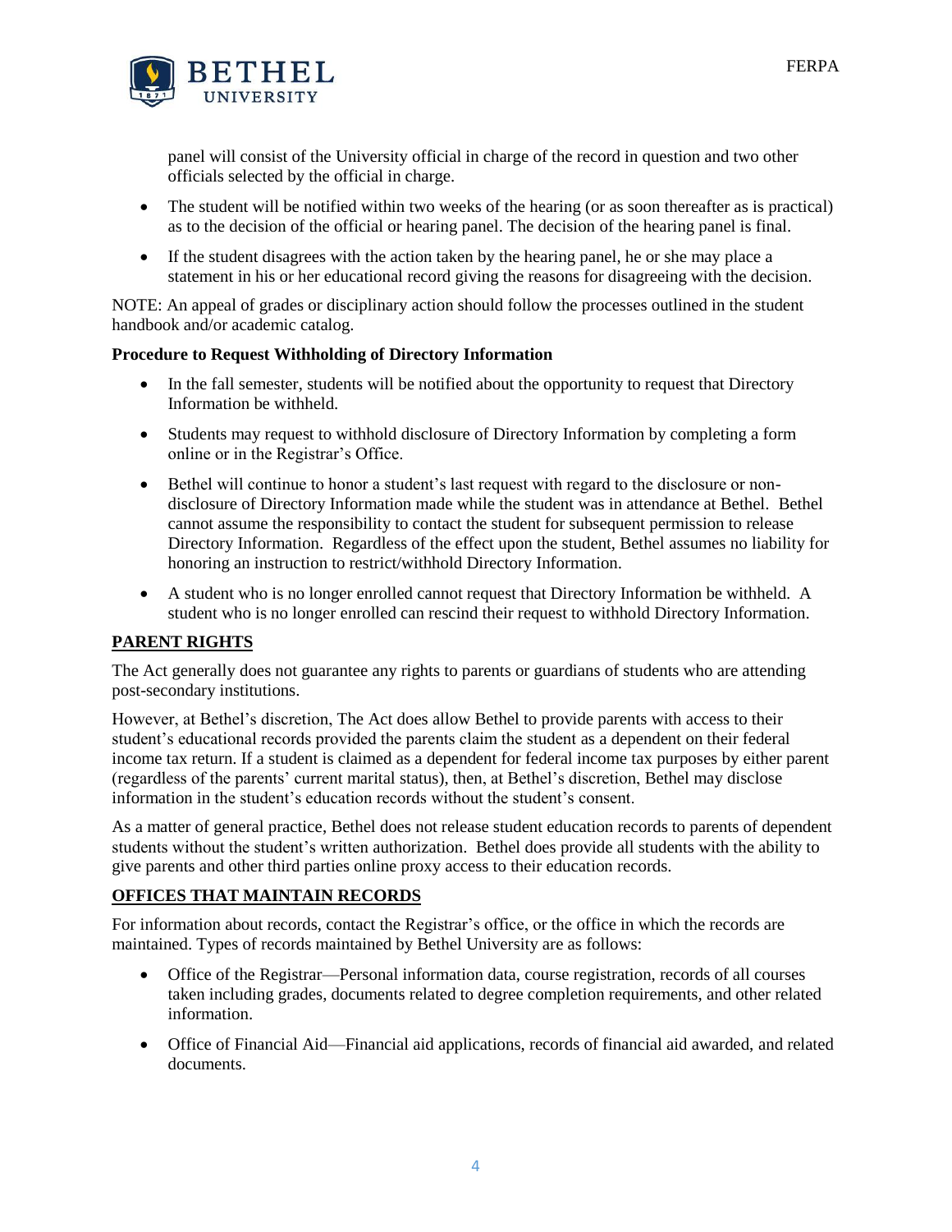panel will consist of the University official in charge of the record in question and two other officials selected by the official in charge.

- The student will be notified within two weeks of the hearing (or as soon thereafter as is practical) as to the decision of the official or hearing panel. The decision of the hearing panel is final.
- If the student disagrees with the action taken by the hearing panel, he or she may place a statement in his or her educational record giving the reasons for disagreeing with the decision.

NOTE: An appeal of grades or disciplinary action should follow the processes outlined in the student handbook and/or academic catalog.

**Procedure to Request Withholding of Directory Information**

- In the fall semester, students will be notified about the opportunity to request that Directory Information be withheld.
- Students may request to withhold disclosure of Directory Information by completing a form online or in the Registrar's Office.
- Bethel will continue to honor a student's last request with regard to the disclosure or non-disclosure of Directory Information made while the student was in attendance at Bethel. Bethel cannot assume the responsibility to contact the student for subsequent permission to release Directory Information. Regardless of the effect upon the student, Bethel assumes no liability for honoring an instruction to restrict/withhold Directory Information.
- A student who is no longer enrolled cannot request that Directory Information be withheld. A student who is no longer enrolled can rescind their request to withhold Directory Information.

## PARENT RIGHTS

The Act generally does not guarantee any rights to parents or guardians of students who are attending post-secondary institutions.

However, at Bethel's discretion, The Act does allow Bethel to provide parents with access to their student's educational records provided the parents claim the student as a dependent on their federal income tax return. If a student is claimed as a dependent for federal income tax purposes by either parent (regardless of the parents' current marital status), then, at Bethel's discretion, Bethel may disclose information in the student's education records without the student's consent.

As a matter of general practice, Bethel does not release student education records to parents of dependent students without the student's written authorization. Bethel does provide all students with the ability to give parents and other third parties online proxy access to their education records.

## OFFICES THAT MAINTAIN RECORDS

For information about records, contact the Registrar's office, or the office in which the records are maintained. Types of records maintained by Bethel University are as follows:

- Office of the Registrar—Personal information data, course registration, records of all courses taken including grades, documents related to degree completion requirements, and other related information.
- Office of Financial Aid—Financial aid applications, records of financial aid awarded, and related documents.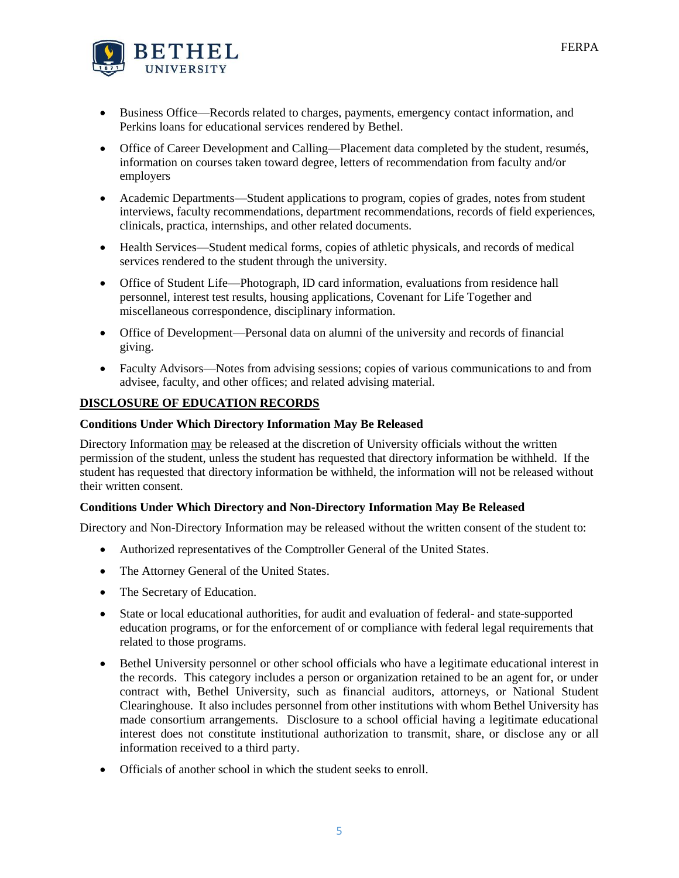- Business Office—Records related to charges, payments, emergency contact information, and Perkins loans for educational services rendered by Bethel.
- Office of Career Development and Calling—Placement data completed by the student, resumés, information on courses taken toward degree, letters of recommendation from faculty and/or employers
- Academic Departments—Student applications to program, copies of grades, notes from student interviews, faculty recommendations, department recommendations, records of field experiences, clinicals, practica, internships, and other related documents.
- Health Services—Student medical forms, copies of athletic physicals, and records of medical services rendered to the student through the university.
- Office of Student Life—Photograph, ID card information, evaluations from residence hall personnel, interest test results, housing applications, Covenant for Life Together and miscellaneous correspondence, disciplinary information.
- Office of Development—Personal data on alumni of the university and records of financial giving.
- Faculty Advisors—Notes from advising sessions; copies of various communications to and from advisee, faculty, and other offices; and related advising material.

## DISCLOSURE OF EDUCATION RECORDS

### Conditions Under Which Directory Information May Be Released

Directory Information may be released at the discretion of University officials without the written permission of the student, unless the student has requested that directory information be withheld. If the student has requested that directory information be withheld, the information will not be released without their written consent.

### Conditions Under Which Directory and Non-Directory Information May Be Released

Directory and Non-Directory Information may be released without the written consent of the student to:

- Authorized representatives of the Comptroller General of the United States.
- The Attorney General of the United States.
- The Secretary of Education.
- State or local educational authorities, for audit and evaluation of federal- and state-supported education programs, or for the enforcement of or compliance with federal legal requirements that related to those programs.
- Bethel University personnel or other school officials who have a legitimate educational interest in the records. This category includes a person or organization retained to be an agent for, or under contract with, Bethel University, such as financial auditors, attorneys, or National Student Clearinghouse. It also includes personnel from other institutions with whom Bethel University has made consortium arrangements. Disclosure to a school official having a legitimate educational interest does not constitute institutional authorization to transmit, share, or disclose any or all information received to a third party.
- Officials of another school in which the student seeks to enroll.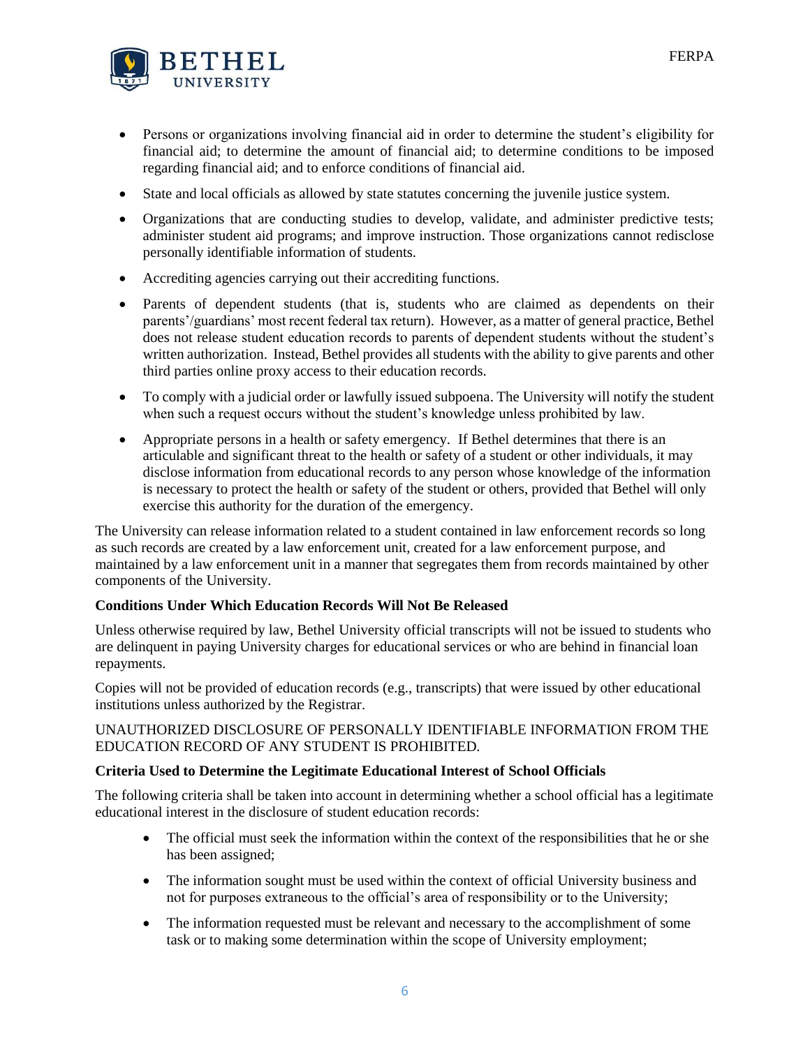- Persons or organizations involving financial aid in order to determine the student's eligibility for financial aid; to determine the amount of financial aid; to determine conditions to be imposed regarding financial aid; and to enforce conditions of financial aid.
- State and local officials as allowed by state statutes concerning the juvenile justice system.
- Organizations that are conducting studies to develop, validate, and administer predictive tests; administer student aid programs; and improve instruction. Those organizations cannot redisclose personally identifiable information of students.
- Accrediting agencies carrying out their accrediting functions.
- Parents of dependent students (that is, students who are claimed as dependents on their parents'/guardians' most recent federal tax return). However, as a matter of general practice, Bethel does not release student education records to parents of dependent students without the student's written authorization. Instead, Bethel provides all students with the ability to give parents and other third parties online proxy access to their education records.
- To comply with a judicial order or lawfully issued subpoena. The University will notify the student when such a request occurs without the student's knowledge unless prohibited by law.
- Appropriate persons in a health or safety emergency. If Bethel determines that there is an articulable and significant threat to the health or safety of a student or other individuals, it may disclose information from educational records to any person whose knowledge of the information is necessary to protect the health or safety of the student or others, provided that Bethel will only exercise this authority for the duration of the emergency.

The University can release information related to a student contained in law enforcement records so long as such records are created by a law enforcement unit, created for a law enforcement purpose, and maintained by a law enforcement unit in a manner that segregates them from records maintained by other components of the University.

**Conditions Under Which Education Records Will Not Be Released**

Unless otherwise required by law, Bethel University official transcripts will not be issued to students who are delinquent in paying University charges for educational services or who are behind in financial loan repayments.

Copies will not be provided of education records (e.g., transcripts) that were issued by other educational institutions unless authorized by the Registrar.

UNAUTHORIZED DISCLOSURE OF PERSONALLY IDENTIFIABLE INFORMATION FROM THE EDUCATION RECORD OF ANY STUDENT IS PROHIBITED.

**Criteria Used to Determine the Legitimate Educational Interest of School Officials**

The following criteria shall be taken into account in determining whether a school official has a legitimate educational interest in the disclosure of student education records:

- The official must seek the information within the context of the responsibilities that he or she has been assigned;
- The information sought must be used within the context of official University business and not for purposes extraneous to the official's area of responsibility or to the University;
- The information requested must be relevant and necessary to the accomplishment of some task or to making some determination within the scope of University employment;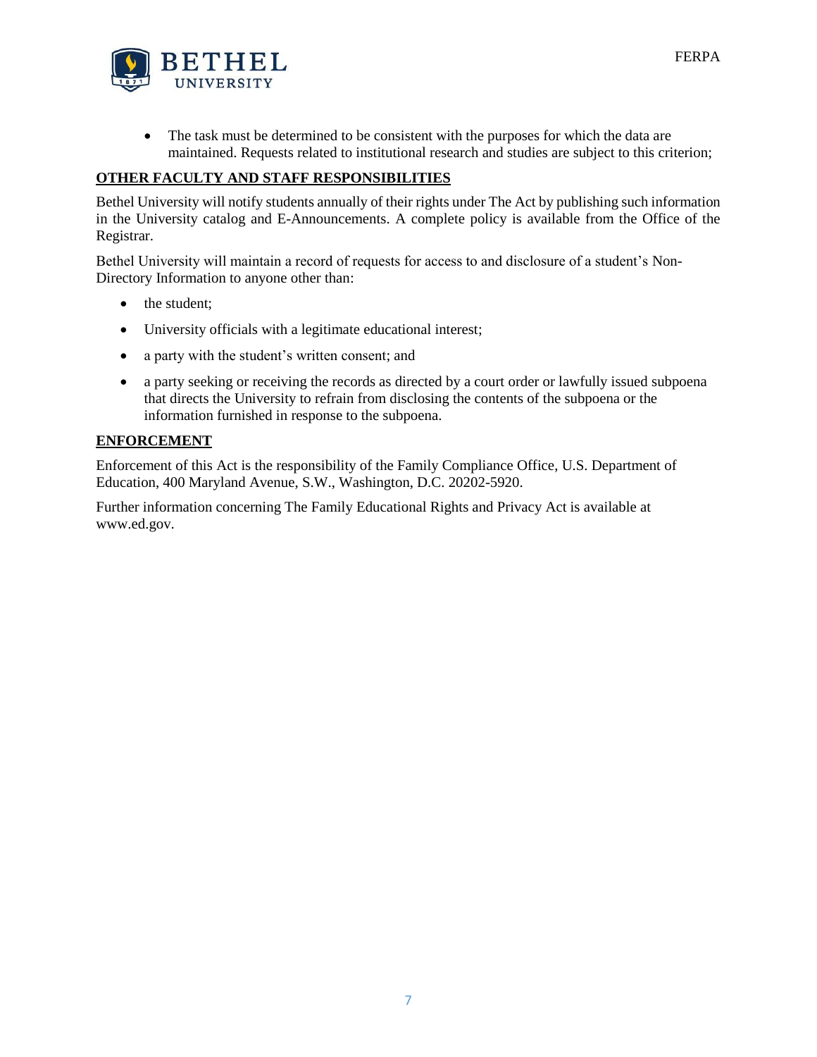- The task must be determined to be consistent with the purposes for which the data are maintained. Requests related to institutional research and studies are subject to this criterion;

## OTHER FACULTY AND STAFF RESPONSIBILITIES

Bethel University will notify students annually of their rights under The Act by publishing such information in the University catalog and E-Announcements. A complete policy is available from the Office of the Registrar.

Bethel University will maintain a record of requests for access to and disclosure of a student's Non-Directory Information to anyone other than:

- the student;
- University officials with a legitimate educational interest;
- a party with the student's written consent; and
- a party seeking or receiving the records as directed by a court order or lawfully issued subpoena that directs the University to refrain from disclosing the contents of the subpoena or the information furnished in response to the subpoena.

## ENFORCEMENT

Enforcement of this Act is the responsibility of the Family Compliance Office, U.S. Department of Education, 400 Maryland Avenue, S.W., Washington, D.C. 20202-5920.

Further information concerning The Family Educational Rights and Privacy Act is available at www.ed.gov.